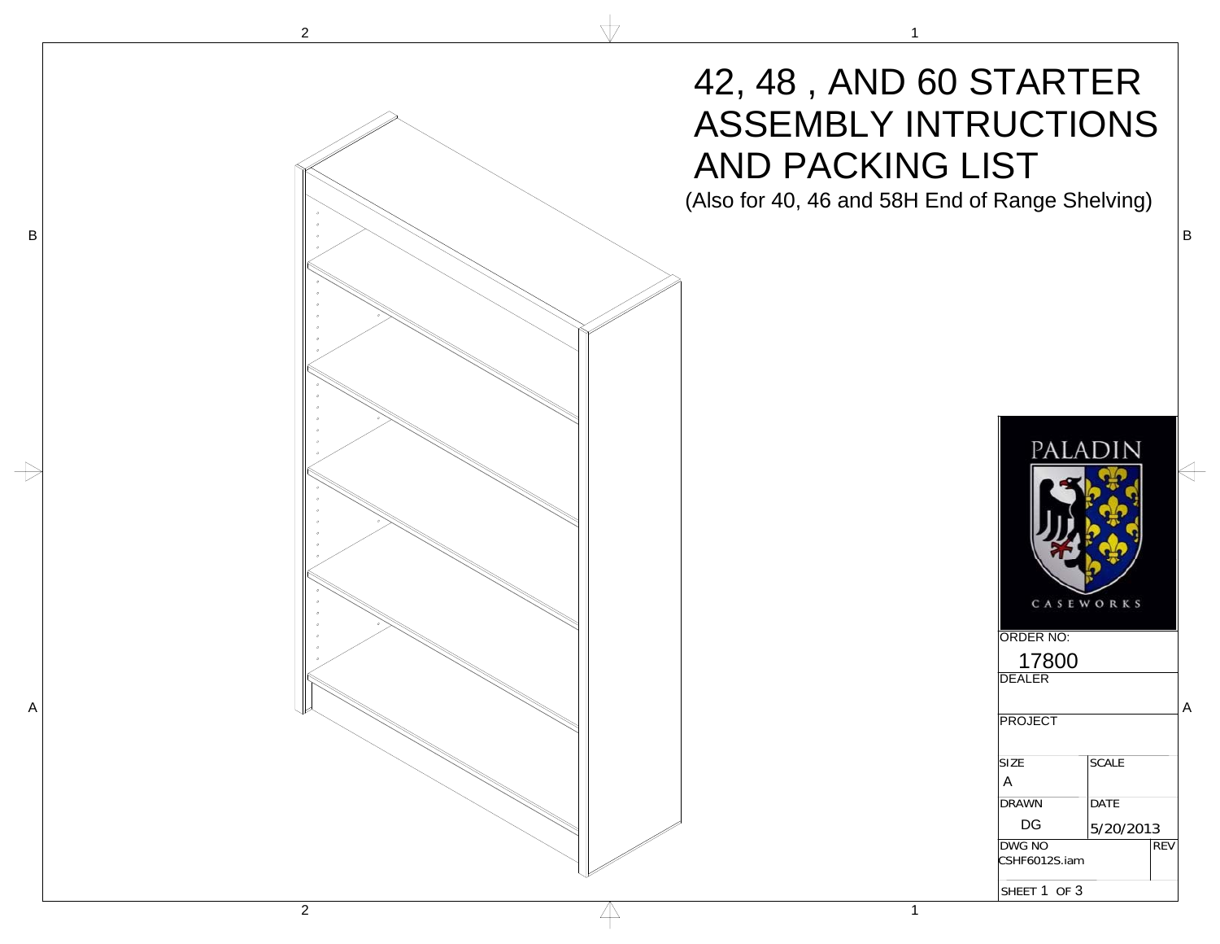# 42, 48 , AND 60 STARTER ASSEMBLY INTRUCTIONS AND PACKING LIST

(Also for 40, 46 and 58H End of Range Shelving)

PALADIN

CASEWORKS

| ORDER NO: | | |
|---|---|---|
| 17800 | | |
| DEALER | | |
| PROJECT | | |
| SIZE A | SCALE | |
| DRAWN DG | DATE 5/20/2013 | |
| DWG NO CSHF6012S.iam | | REV |
| SHEET 1 OF 3 | | |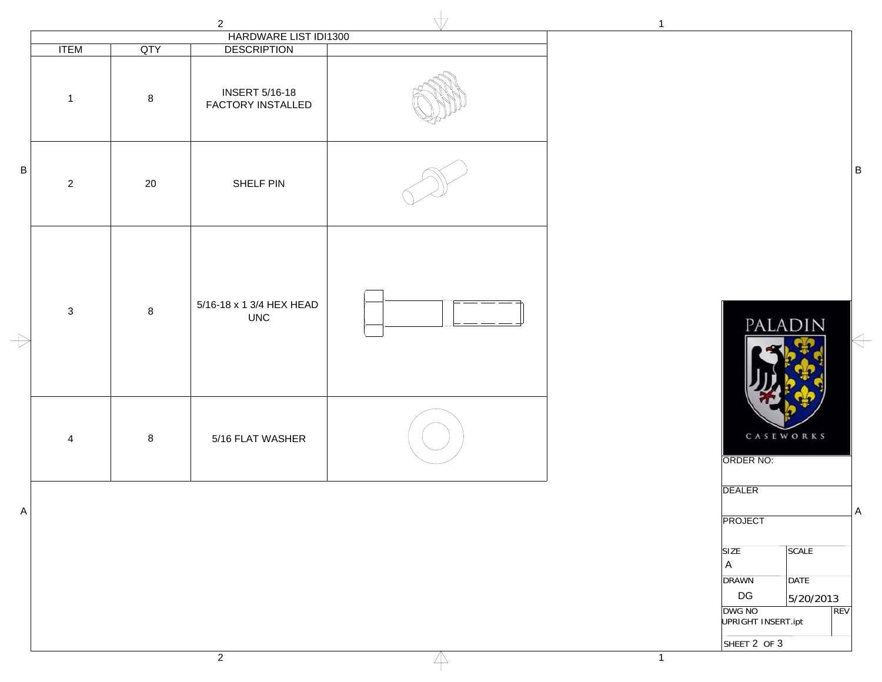## HARDWARE LIST IDI1300

| ITEM | QTY | DESCRIPTION | |
|---|---|---|---|
| 1 | 8 | INSERT 5/16-18 FACTORY INSTALLED | |
| 2 | 20 | SHELF PIN | |
| 3 | 8 | 5/16-18 x 1 3/4 HEX HEAD UNC | |
| 4 | 8 | 5/16 FLAT WASHER | |

PALADIN CASEWORKS

| ORDER NO: | |
|---|---|
| DEALER | |
| PROJECT | |
| SIZE: A | SCALE |
| DRAWN: DG | DATE: 5/20/2013 |
| DWG NO: UPRIGHT INSERT.ipt | REV |
| SHEET 2 OF 3 | |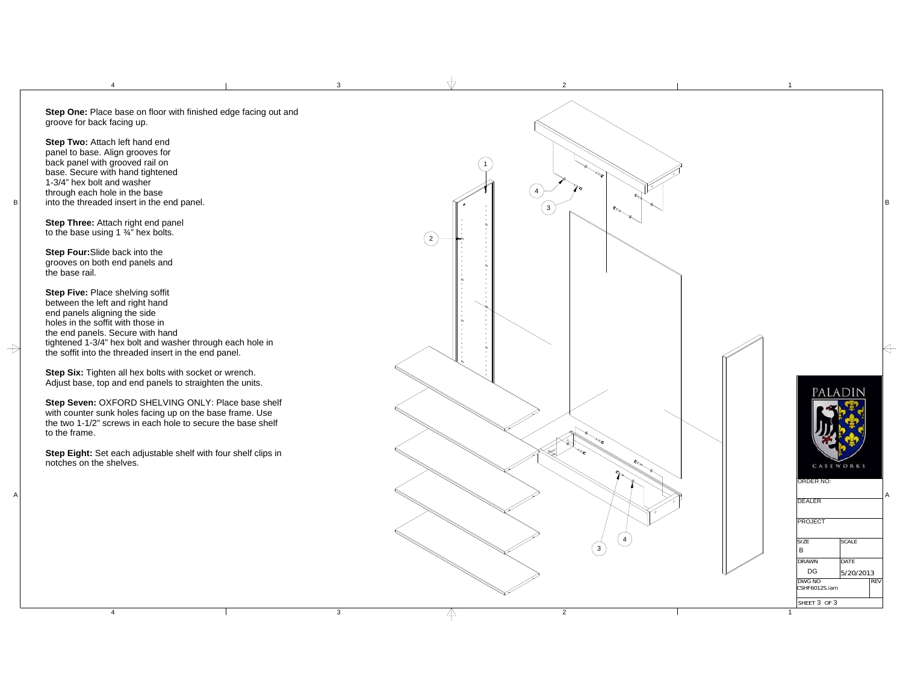**Step One:** Place base on floor with finished edge facing out and groove for back facing up.

**Step Two:** Attach left hand end panel to base. Align grooves for back panel with grooved rail on base. Secure with hand tightened 1-3/4" hex bolt and washer through each hole in the base into the threaded insert in the end panel.

**Step Three:** Attach right end panel to the base using 1 ¾" hex bolts.

**Step Four:**Slide back into the grooves on both end panels and the base rail.

**Step Five:** Place shelving soffit between the left and right hand end panels aligning the side holes in the soffit with those in the end panels. Secure with hand tightened 1-3/4" hex bolt and washer through each hole in the soffit into the threaded insert in the end panel.

**Step Six:** Tighten all hex bolts with socket or wrench. Adjust base, top and end panels to straighten the units.

**Step Seven:** OXFORD SHELVING ONLY: Place base shelf with counter sunk holes facing up on the base frame. Use the two 1-1/2" screws in each hole to secure the base shelf to the frame.

**Step Eight:** Set each adjustable shelf with four shelf clips in notches on the shelves.

1

2

3

4

PALADIN

CASEWORKS

| | |
| --- | --- |
| ORDER NO: | |
| DEALER | |
| PROJECT | |
| SIZE B | SCALE |
| DRAWN DG | DATE 5/20/2013 |
| DWG NO CSHF6012S.iam | REV |
| SHEET 3 OF 3 | |